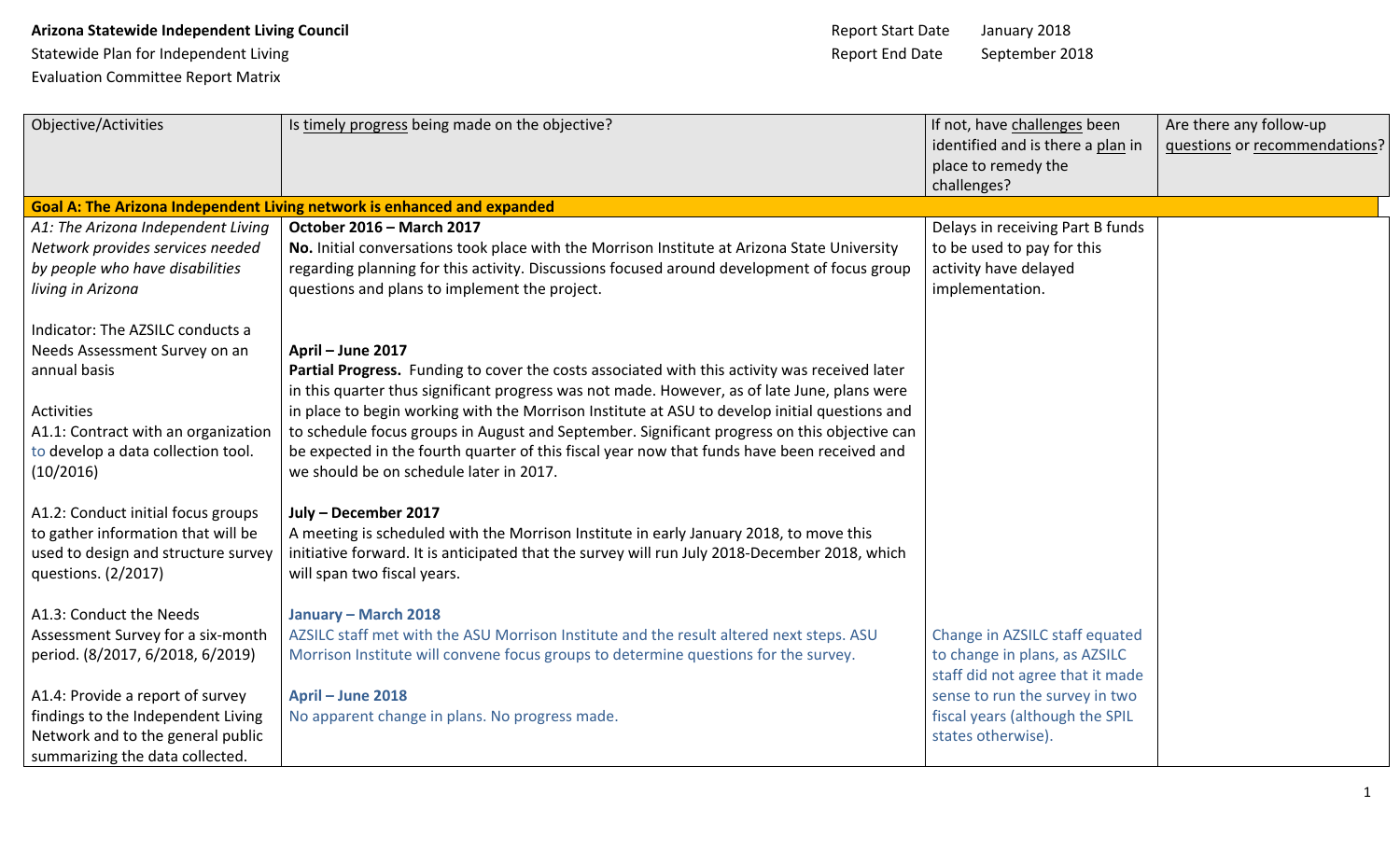**Arizona Statewide Independent Living Council**

Statewide Plan for Independent Living

Evaluation Committee Report Matrix

Report Start Date January 2018

Report End Date September 2018

| Objective/Activities | Is timely progress being made on the objective? | If not, have challenges been identified and is there a plan in place to remedy the challenges? | Are there any follow-up questions or recommendations? |
|---|---|---|---|
| **Goal A: The Arizona Independent Living network is enhanced and expanded** | | | |
| *A1: The Arizona Independent Living Network provides services needed by people who have disabilities living in Arizona*<br><br>Indicator: The AZSILC conducts a Needs Assessment Survey on an annual basis<br><br>Activities<br>A1.1: Contract with an organization to develop a data collection tool. (10/2016)<br><br>A1.2: Conduct initial focus groups to gather information that will be used to design and structure survey questions. (2/2017)<br><br>A1.3: Conduct the Needs Assessment Survey for a six-month period. (8/2017, 6/2018, 6/2019)<br><br>A1.4: Provide a report of survey findings to the Independent Living Network and to the general public summarizing the data collected. | **October 2016 – March 2017**<br>**No.** Initial conversations took place with the Morrison Institute at Arizona State University regarding planning for this activity. Discussions focused around development of focus group questions and plans to implement the project.<br><br>**April – June 2017**<br>**Partial Progress.** Funding to cover the costs associated with this activity was received later in this quarter thus significant progress was not made. However, as of late June, plans were in place to begin working with the Morrison Institute at ASU to develop initial questions and to schedule focus groups in August and September. Significant progress on this objective can be expected in the fourth quarter of this fiscal year now that funds have been received and we should be on schedule later in 2017.<br><br>**July – December 2017**<br>A meeting is scheduled with the Morrison Institute in early January 2018, to move this initiative forward. It is anticipated that the survey will run July 2018-December 2018, which will span two fiscal years.<br><br>**January – March 2018**<br>AZSILC staff met with the ASU Morrison Institute and the result altered next steps. ASU Morrison Institute will convene focus groups to determine questions for the survey.<br><br>**April – June 2018**<br>No apparent change in plans. No progress made. | Delays in receiving Part B funds to be used to pay for this activity have delayed implementation.<br><br>Change in AZSILC staff equated to change in plans, as AZSILC staff did not agree that it made sense to run the survey in two fiscal years (although the SPIL states otherwise). | |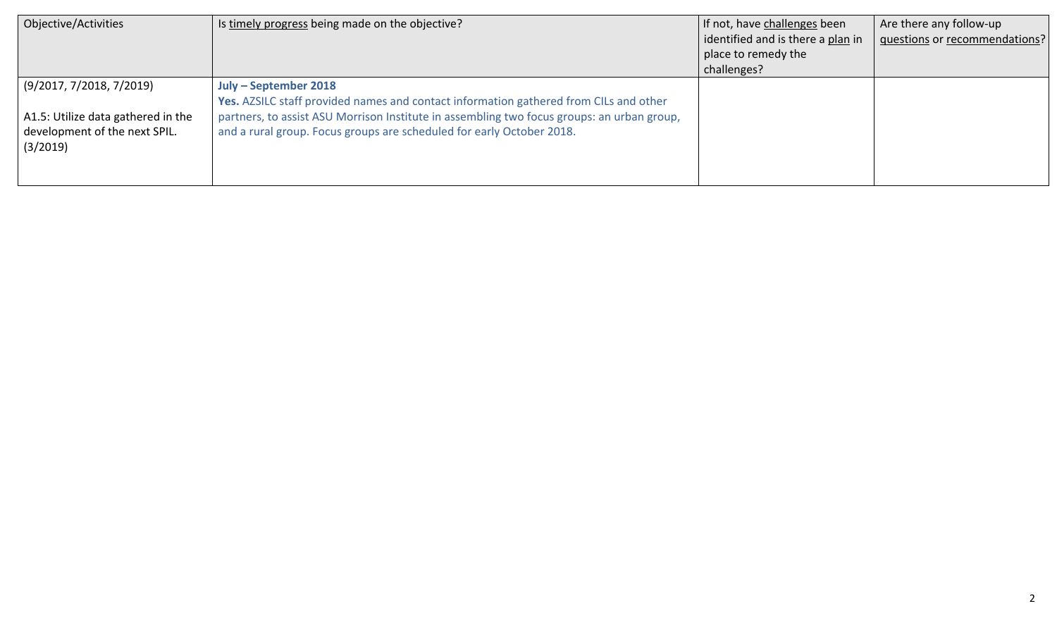| Objective/Activities | Is timely progress being made on the objective? | If not, have challenges been identified and is there a plan in place to remedy the challenges? | Are there any follow-up questions or recommendations? |
|---|---|---|---|
| (9/2017, 7/2018, 7/2019)<br><br>A1.5: Utilize data gathered in the development of the next SPIL. (3/2019) | **July – September 2018**<br>**Yes.** AZSILC staff provided names and contact information gathered from CILs and other partners, to assist ASU Morrison Institute in assembling two focus groups: an urban group, and a rural group. Focus groups are scheduled for early October 2018. | | |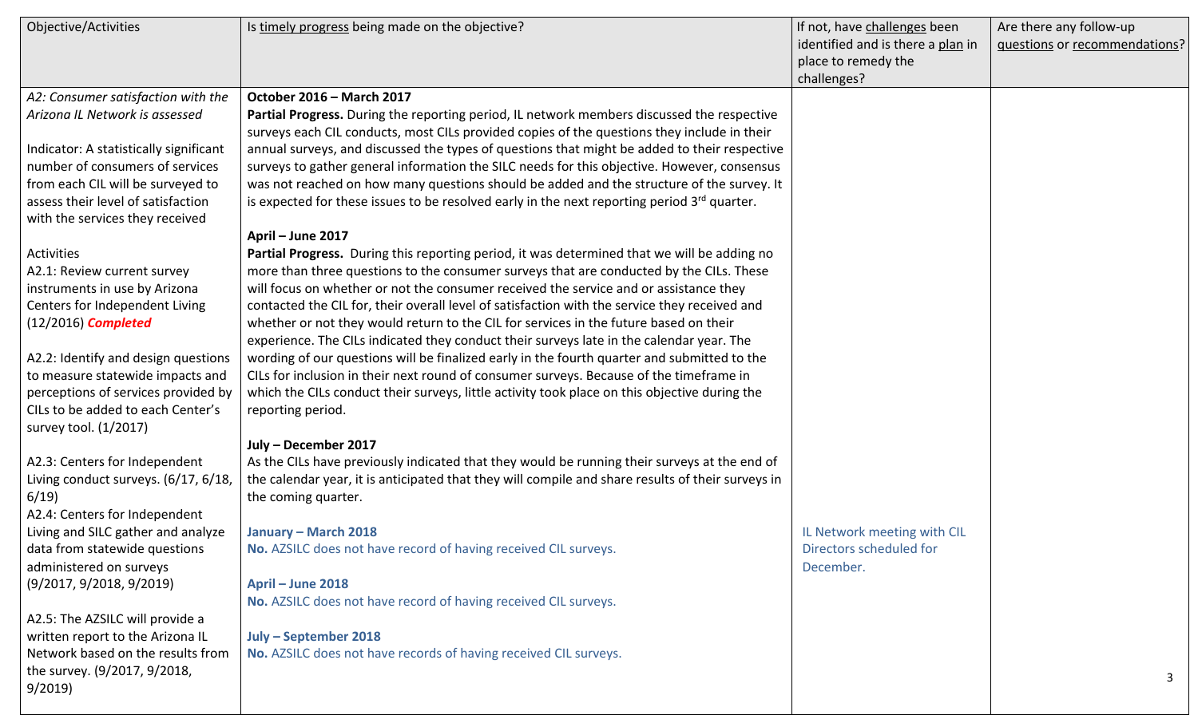| Objective/Activities | Is timely progress being made on the objective? | If not, have challenges been identified and is there a plan in place to remedy the challenges? | Are there any follow-up questions or recommendations? |
|---|---|---|---|
| *A2: Consumer satisfaction with the Arizona IL Network is assessed*<br><br>Indicator: A statistically significant number of consumers of services from each CIL will be surveyed to assess their level of satisfaction with the services they received<br><br>Activities<br>A2.1: Review current survey instruments in use by Arizona Centers for Independent Living (12/2016) ***Completed***<br><br>A2.2: Identify and design questions to measure statewide impacts and perceptions of services provided by CILs to be added to each Center's survey tool. (1/2017)<br><br>A2.3: Centers for Independent Living conduct surveys. (6/17, 6/18, 6/19)<br>A2.4: Centers for Independent Living and SILC gather and analyze data from statewide questions administered on surveys (9/2017, 9/2018, 9/2019)<br><br>A2.5: The AZSILC will provide a written report to the Arizona IL Network based on the results from the survey. (9/2017, 9/2018, 9/2019) | **October 2016 – March 2017**<br>**Partial Progress.** During the reporting period, IL network members discussed the respective surveys each CIL conducts, most CILs provided copies of the questions they include in their annual surveys, and discussed the types of questions that might be added to their respective surveys to gather general information the SILC needs for this objective. However, consensus was not reached on how many questions should be added and the structure of the survey. It is expected for these issues to be resolved early in the next reporting period 3rd quarter.<br><br>**April – June 2017**<br>**Partial Progress.** During this reporting period, it was determined that we will be adding no more than three questions to the consumer surveys that are conducted by the CILs. These will focus on whether or not the consumer received the service and or assistance they contacted the CIL for, their overall level of satisfaction with the service they received and whether or not they would return to the CIL for services in the future based on their experience. The CILs indicated they conduct their surveys late in the calendar year. The wording of our questions will be finalized early in the fourth quarter and submitted to the CILs for inclusion in their next round of consumer surveys. Because of the timeframe in which the CILs conduct their surveys, little activity took place on this objective during the reporting period.<br><br>**July – December 2017**<br>As the CILs have previously indicated that they would be running their surveys at the end of the calendar year, it is anticipated that they will compile and share results of their surveys in the coming quarter.<br><br>**January – March 2018**<br>**No.** AZSILC does not have record of having received CIL surveys.<br><br>**April – June 2018**<br>**No.** AZSILC does not have record of having received CIL surveys.<br><br>**July – September 2018**<br>**No.** AZSILC does not have records of having received CIL surveys. | IL Network meeting with CIL Directors scheduled for December. | |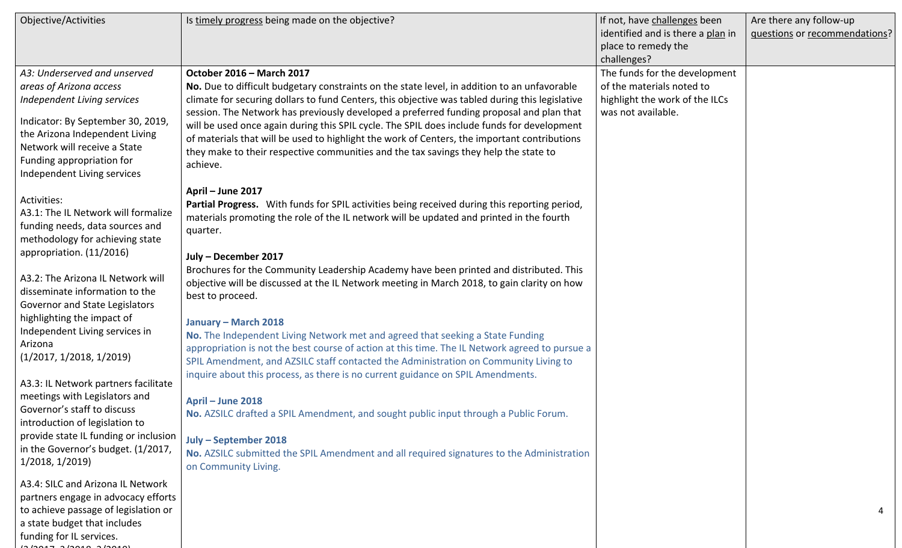| Objective/Activities | Is timely progress being made on the objective? | If not, have challenges been identified and is there a plan in place to remedy the challenges? | Are there any follow-up questions or recommendations? |
|---|---|---|---|
| *A3: Underserved and unserved areas of Arizona access Independent Living services*<br><br>Indicator: By September 30, 2019, the Arizona Independent Living Network will receive a State Funding appropriation for Independent Living services<br><br>Activities:<br>A3.1: The IL Network will formalize funding needs, data sources and methodology for achieving state appropriation. (11/2016)<br><br>A3.2: The Arizona IL Network will disseminate information to the Governor and State Legislators highlighting the impact of Independent Living services in Arizona<br>(1/2017, 1/2018, 1/2019)<br><br>A3.3: IL Network partners facilitate meetings with Legislators and Governor's staff to discuss introduction of legislation to provide state IL funding or inclusion in the Governor's budget. (1/2017, 1/2018, 1/2019)<br><br>A3.4: SILC and Arizona IL Network partners engage in advocacy efforts to achieve passage of legislation or a state budget that includes funding for IL services.<br>(2/2017, 2/2018, 2/2019) | **October 2016 – March 2017**<br>**No.** Due to difficult budgetary constraints on the state level, in addition to an unfavorable climate for securing dollars to fund Centers, this objective was tabled during this legislative session. The Network has previously developed a preferred funding proposal and plan that will be used once again during this SPIL cycle. The SPIL does include funds for development of materials that will be used to highlight the work of Centers, the important contributions they make to their respective communities and the tax savings they help the state to achieve.<br><br>**April – June 2017**<br>**Partial Progress.** With funds for SPIL activities being received during this reporting period, materials promoting the role of the IL network will be updated and printed in the fourth quarter.<br><br>**July – December 2017**<br>Brochures for the Community Leadership Academy have been printed and distributed. This objective will be discussed at the IL Network meeting in March 2018, to gain clarity on how best to proceed.<br><br>**January – March 2018**<br>**No.** The Independent Living Network met and agreed that seeking a State Funding appropriation is not the best course of action at this time. The IL Network agreed to pursue a SPIL Amendment, and AZSILC staff contacted the Administration on Community Living to inquire about this process, as there is no current guidance on SPIL Amendments.<br><br>**April – June 2018**<br>**No.** AZSILC drafted a SPIL Amendment, and sought public input through a Public Forum.<br><br>**July – September 2018**<br>**No.** AZSILC submitted the SPIL Amendment and all required signatures to the Administration on Community Living. | The funds for the development of the materials noted to highlight the work of the ILCs was not available. | |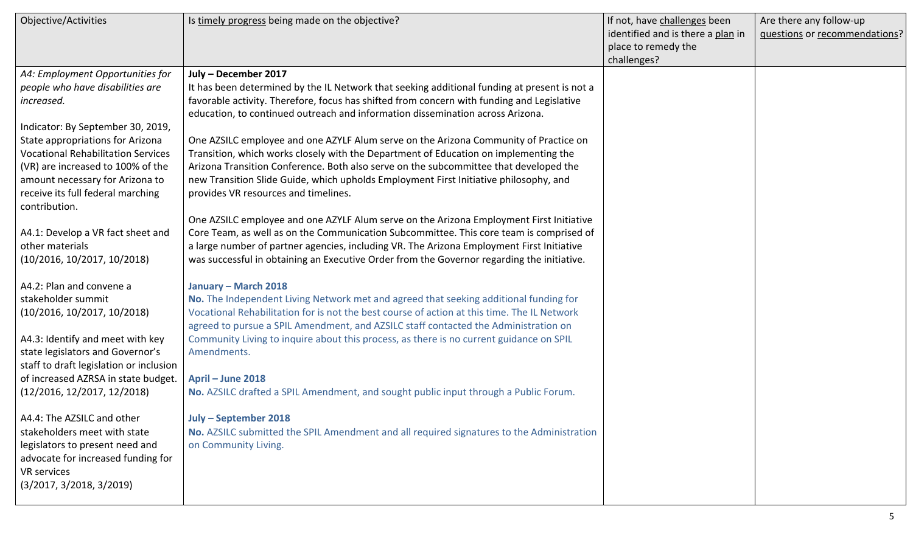| Objective/Activities | Is timely progress being made on the objective? | If not, have challenges been identified and is there a plan in place to remedy the challenges? | Are there any follow-up questions or recommendations? |
| --- | --- | --- | --- |
| *A4: Employment Opportunities for people who have disabilities are increased.*<br><br>Indicator: By September 30, 2019, State appropriations for Arizona Vocational Rehabilitation Services (VR) are increased to 100% of the amount necessary for Arizona to receive its full federal marching contribution.<br><br>A4.1: Develop a VR fact sheet and other materials (10/2016, 10/2017, 10/2018)<br><br>A4.2: Plan and convene a stakeholder summit (10/2016, 10/2017, 10/2018)<br><br>A4.3: Identify and meet with key state legislators and Governor's staff to draft legislation or inclusion of increased AZRSA in state budget. (12/2016, 12/2017, 12/2018)<br><br>A4.4: The AZSILC and other stakeholders meet with state legislators to present need and advocate for increased funding for VR services (3/2017, 3/2018, 3/2019) | **July – December 2017**<br>It has been determined by the IL Network that seeking additional funding at present is not a favorable activity. Therefore, focus has shifted from concern with funding and Legislative education, to continued outreach and information dissemination across Arizona.<br><br>One AZSILC employee and one AZYLF Alum serve on the Arizona Community of Practice on Transition, which works closely with the Department of Education on implementing the Arizona Transition Conference. Both also serve on the subcommittee that developed the new Transition Slide Guide, which upholds Employment First Initiative philosophy, and provides VR resources and timelines.<br><br>One AZSILC employee and one AZYLF Alum serve on the Arizona Employment First Initiative Core Team, as well as on the Communication Subcommittee. This core team is comprised of a large number of partner agencies, including VR. The Arizona Employment First Initiative was successful in obtaining an Executive Order from the Governor regarding the initiative.<br><br>**January – March 2018**<br>**No.** The Independent Living Network met and agreed that seeking additional funding for Vocational Rehabilitation for is not the best course of action at this time. The IL Network agreed to pursue a SPIL Amendment, and AZSILC staff contacted the Administration on Community Living to inquire about this process, as there is no current guidance on SPIL Amendments.<br><br>**April – June 2018**<br>**No.** AZSILC drafted a SPIL Amendment, and sought public input through a Public Forum.<br><br>**July – September 2018**<br>**No.** AZSILC submitted the SPIL Amendment and all required signatures to the Administration on Community Living. | | |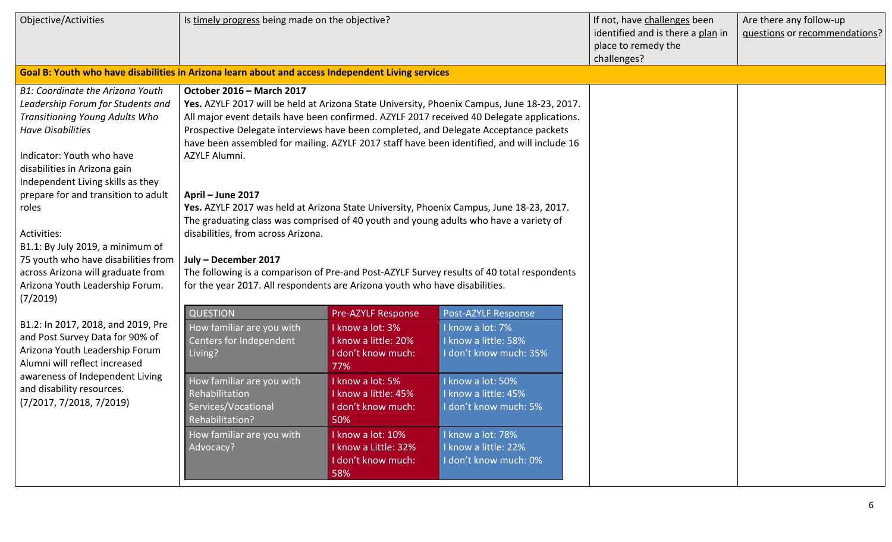| Objective/Activities | Is timely progress being made on the objective? | If not, have challenges been identified and is there a plan in place to remedy the challenges? | Are there any follow-up questions or recommendations? |
|---|---|---|---|
| **Goal B: Youth who have disabilities in Arizona learn about and access Independent Living services** | | | |
| *B1: Coordinate the Arizona Youth Leadership Forum for Students and Transitioning Young Adults Who Have Disabilities*<br><br>Indicator: Youth who have disabilities in Arizona gain Independent Living skills as they prepare for and transition to adult roles<br><br>Activities:<br>B1.1: By July 2019, a minimum of 75 youth who have disabilities from across Arizona will graduate from Arizona Youth Leadership Forum. (7/2019)<br><br>B1.2: In 2017, 2018, and 2019, Pre and Post Survey Data for 90% of Arizona Youth Leadership Forum Alumni will reflect increased awareness of Independent Living and disability resources. (7/2017, 7/2018, 7/2019) | **October 2016 – March 2017**<br>**Yes.** AZYLF 2017 will be held at Arizona State University, Phoenix Campus, June 18-23, 2017. All major event details have been confirmed. AZYLF 2017 received 40 Delegate applications. Prospective Delegate interviews have been completed, and Delegate Acceptance packets have been assembled for mailing. AZYLF 2017 staff have been identified, and will include 16 AZYLF Alumni.<br><br>**April – June 2017**<br>**Yes.** AZYLF 2017 was held at Arizona State University, Phoenix Campus, June 18-23, 2017. The graduating class was comprised of 40 youth and young adults who have a variety of disabilities, from across Arizona.<br><br>**July – December 2017**<br>The following is a comparison of Pre-and Post-AZYLF Survey results of 40 total respondents for the year 2017. All respondents are Arizona youth who have disabilities.<br><br>**QUESTION / Pre-AZYLF Response / Post-AZYLF Response**<br><br>How familiar are you with Centers for Independent Living?<br>Pre: I know a lot: 3%; I know a little: 20%; I don't know much: 77%<br>Post: I know a lot: 7%; I know a little: 58%; I don't know much: 35%<br><br>How familiar are you with Rehabilitation Services/Vocational Rehabilitation?<br>Pre: I know a lot: 5%; I know a little: 45%; I don't know much: 50%<br>Post: I know a lot: 50%; I know a little: 45%; I don't know much: 5%<br><br>How familiar are you with Advocacy?<br>Pre: I know a lot: 10%; I know a Little: 32%; I don't know much: 58%<br>Post: I know a lot: 78%; I know a little: 22%; I don't know much: 0% | | |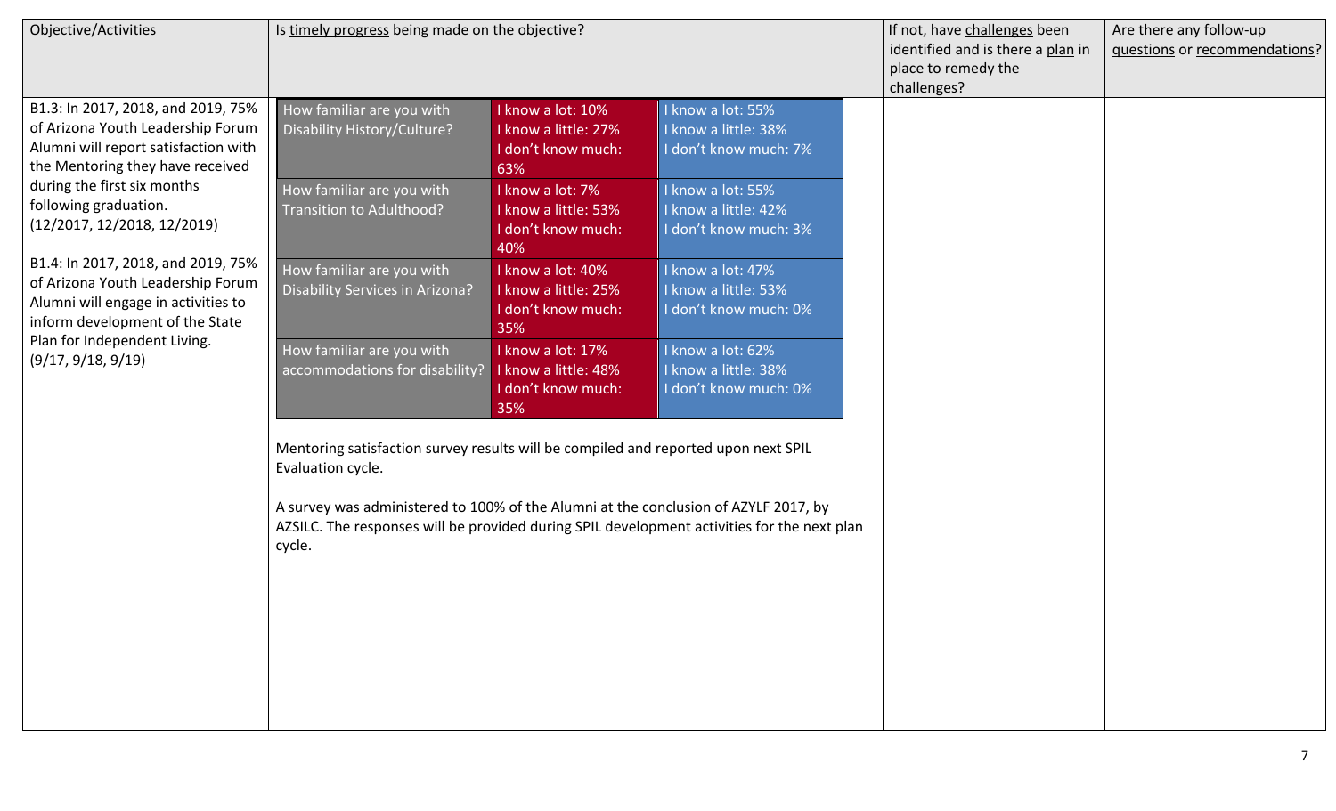| Objective/Activities | Is timely progress being made on the objective? | If not, have challenges been identified and is there a plan in place to remedy the challenges? | Are there any follow-up questions or recommendations? |
|---|---|---|---|
| B1.3: In 2017, 2018, and 2019, 75% of Arizona Youth Leadership Forum Alumni will report satisfaction with the Mentoring they have received during the first six months following graduation. (12/2017, 12/2018, 12/2019)<br><br>B1.4: In 2017, 2018, and 2019, 75% of Arizona Youth Leadership Forum Alumni will engage in activities to inform development of the State Plan for Independent Living. (9/17, 9/18, 9/19) | How familiar are you with Disability History/Culture? — I know a lot: 10%; I know a little: 27%; I don't know much: 63% — I know a lot: 55%; I know a little: 38%; I don't know much: 7%<br><br>How familiar are you with Transition to Adulthood? — I know a lot: 7%; I know a little: 53%; I don't know much: 40% — I know a lot: 55%; I know a little: 42%; I don't know much: 3%<br><br>How familiar are you with Disability Services in Arizona? — I know a lot: 40%; I know a little: 25%; I don't know much: 35% — I know a lot: 47%; I know a little: 53%; I don't know much: 0%<br><br>How familiar are you with accommodations for disability? — I know a lot: 17%; I know a little: 48%; I don't know much: 35% — I know a lot: 62%; I know a little: 38%; I don't know much: 0%<br><br>Mentoring satisfaction survey results will be compiled and reported upon next SPIL Evaluation cycle.<br><br>A survey was administered to 100% of the Alumni at the conclusion of AZYLF 2017, by AZSILC. The responses will be provided during SPIL development activities for the next plan cycle. | | |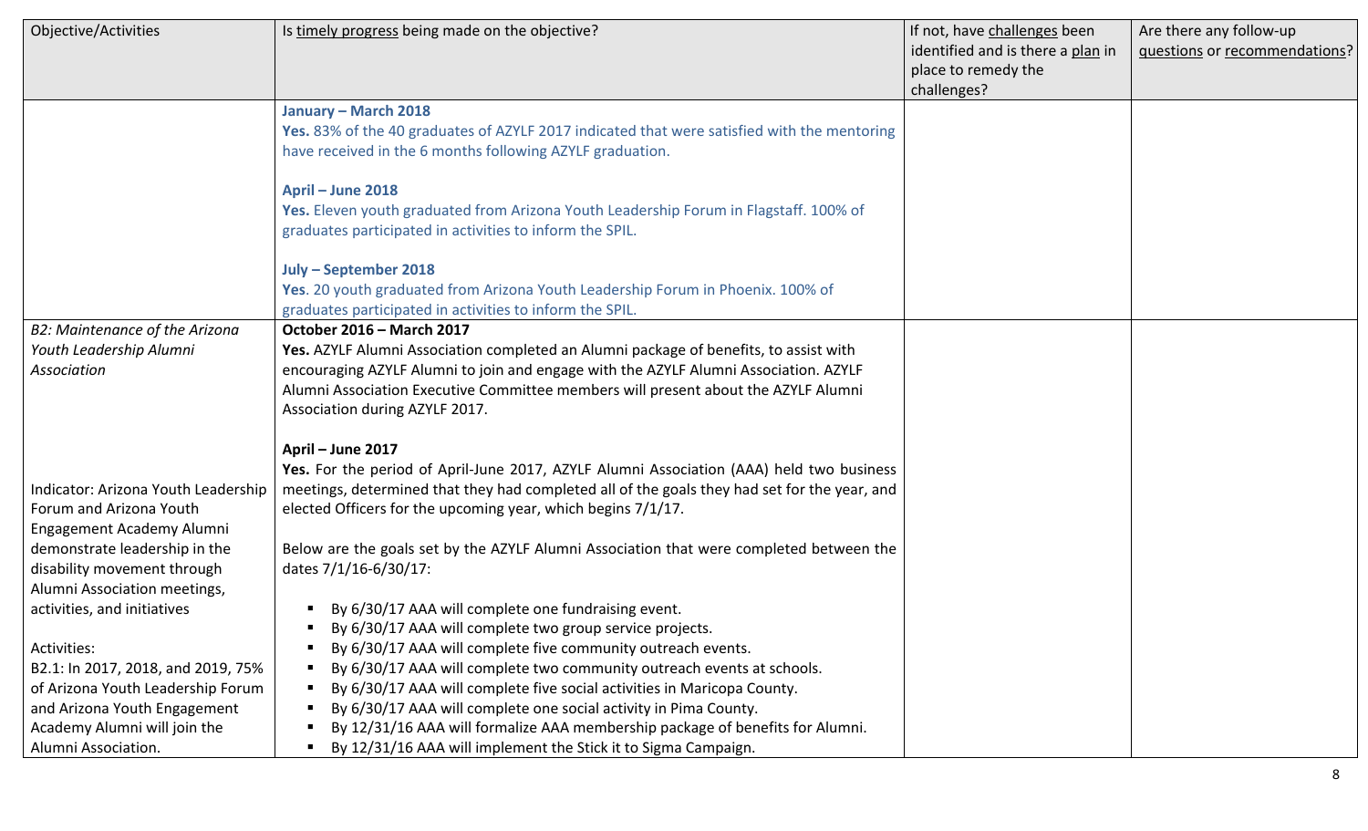| Objective/Activities | Is timely progress being made on the objective? | If not, have challenges been identified and is there a plan in place to remedy the challenges? | Are there any follow-up questions or recommendations? |
|---|---|---|---|
| | **January – March 2018**<br>**Yes.** 83% of the 40 graduates of AZYLF 2017 indicated that were satisfied with the mentoring have received in the 6 months following AZYLF graduation.<br><br>**April – June 2018**<br>**Yes.** Eleven youth graduated from Arizona Youth Leadership Forum in Flagstaff. 100% of graduates participated in activities to inform the SPIL.<br><br>**July – September 2018**<br>**Yes**. 20 youth graduated from Arizona Youth Leadership Forum in Phoenix. 100% of graduates participated in activities to inform the SPIL. | | |
| *B2: Maintenance of the Arizona Youth Leadership Alumni Association*<br><br>Indicator: Arizona Youth Leadership Forum and Arizona Youth Engagement Academy Alumni demonstrate leadership in the disability movement through Alumni Association meetings, activities, and initiatives<br><br>Activities:<br>B2.1: In 2017, 2018, and 2019, 75% of Arizona Youth Leadership Forum and Arizona Youth Engagement Academy Alumni will join the Alumni Association. | **October 2016 – March 2017**<br>**Yes.** AZYLF Alumni Association completed an Alumni package of benefits, to assist with encouraging AZYLF Alumni to join and engage with the AZYLF Alumni Association. AZYLF Alumni Association Executive Committee members will present about the AZYLF Alumni Association during AZYLF 2017.<br><br>**April – June 2017**<br>**Yes.** For the period of April-June 2017, AZYLF Alumni Association (AAA) held two business meetings, determined that they had completed all of the goals they had set for the year, and elected Officers for the upcoming year, which begins 7/1/17.<br><br>Below are the goals set by the AZYLF Alumni Association that were completed between the dates 7/1/16-6/30/17:<br><br>▪ By 6/30/17 AAA will complete one fundraising event.<br>▪ By 6/30/17 AAA will complete two group service projects.<br>▪ By 6/30/17 AAA will complete five community outreach events.<br>▪ By 6/30/17 AAA will complete two community outreach events at schools.<br>▪ By 6/30/17 AAA will complete five social activities in Maricopa County.<br>▪ By 6/30/17 AAA will complete one social activity in Pima County.<br>▪ By 12/31/16 AAA will formalize AAA membership package of benefits for Alumni.<br>▪ By 12/31/16 AAA will implement the Stick it to Sigma Campaign. | | |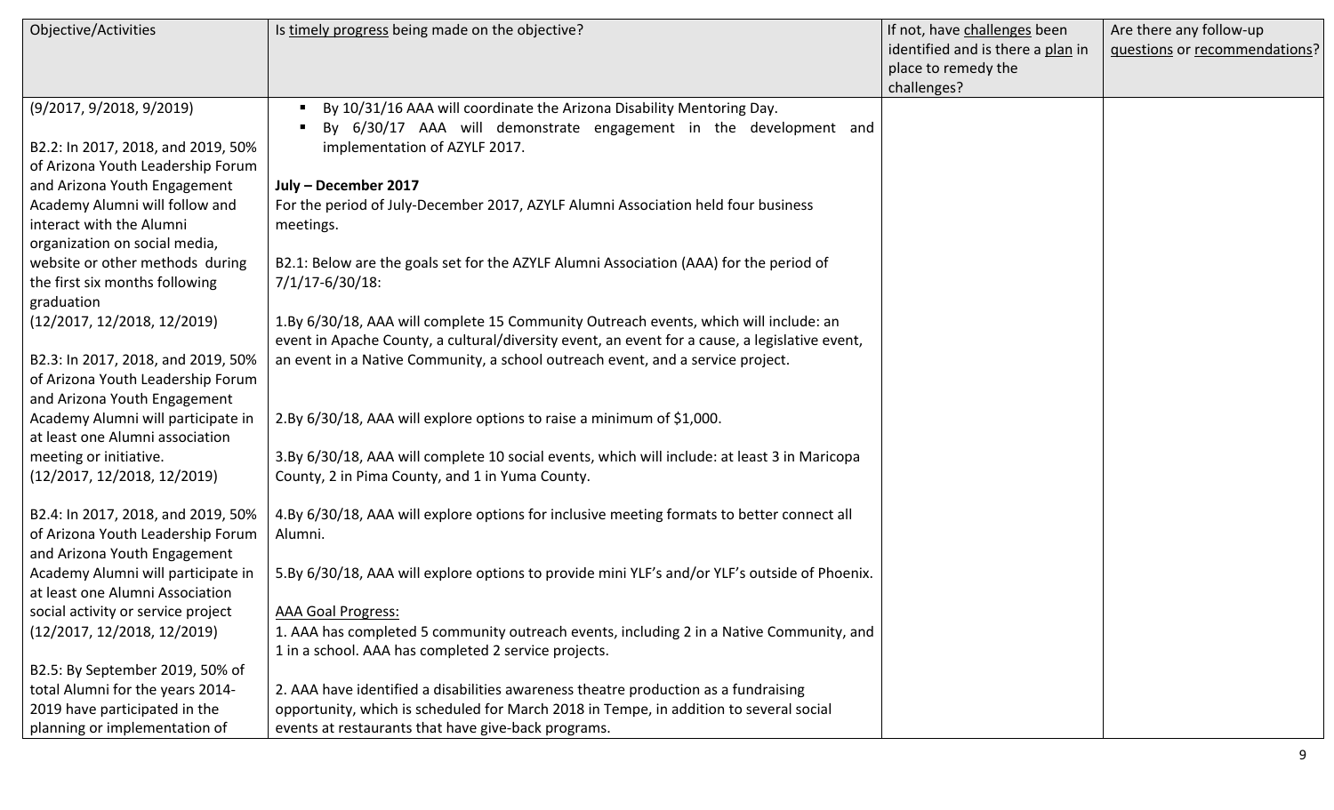| Objective/Activities | Is timely progress being made on the objective? | If not, have challenges been identified and is there a plan in place to remedy the challenges? | Are there any follow-up questions or recommendations? |
|---|---|---|---|
| (9/2017, 9/2018, 9/2019)<br><br>B2.2: In 2017, 2018, and 2019, 50% of Arizona Youth Leadership Forum and Arizona Youth Engagement Academy Alumni will follow and interact with the Alumni organization on social media, website or other methods during the first six months following graduation (12/2017, 12/2018, 12/2019)<br><br>B2.3: In 2017, 2018, and 2019, 50% of Arizona Youth Leadership Forum and Arizona Youth Engagement Academy Alumni will participate in at least one Alumni association meeting or initiative. (12/2017, 12/2018, 12/2019)<br><br>B2.4: In 2017, 2018, and 2019, 50% of Arizona Youth Leadership Forum and Arizona Youth Engagement Academy Alumni will participate in at least one Alumni Association social activity or service project (12/2017, 12/2018, 12/2019)<br><br>B2.5: By September 2019, 50% of total Alumni for the years 2014-2019 have participated in the planning or implementation of | ▪ By 10/31/16 AAA will coordinate the Arizona Disability Mentoring Day.<br>▪ By 6/30/17 AAA will demonstrate engagement in the development and implementation of AZYLF 2017.<br><br>**July – December 2017**<br>For the period of July-December 2017, AZYLF Alumni Association held four business meetings.<br><br>B2.1: Below are the goals set for the AZYLF Alumni Association (AAA) for the period of 7/1/17-6/30/18:<br><br>1.By 6/30/18, AAA will complete 15 Community Outreach events, which will include: an event in Apache County, a cultural/diversity event, an event for a cause, a legislative event, an event in a Native Community, a school outreach event, and a service project.<br><br>2.By 6/30/18, AAA will explore options to raise a minimum of $1,000.<br><br>3.By 6/30/18, AAA will complete 10 social events, which will include: at least 3 in Maricopa County, 2 in Pima County, and 1 in Yuma County.<br><br>4.By 6/30/18, AAA will explore options for inclusive meeting formats to better connect all Alumni.<br><br>5.By 6/30/18, AAA will explore options to provide mini YLF's and/or YLF's outside of Phoenix.<br><br>AAA Goal Progress:<br>1. AAA has completed 5 community outreach events, including 2 in a Native Community, and 1 in a school. AAA has completed 2 service projects.<br><br>2. AAA have identified a disabilities awareness theatre production as a fundraising opportunity, which is scheduled for March 2018 in Tempe, in addition to several social events at restaurants that have give-back programs. | | |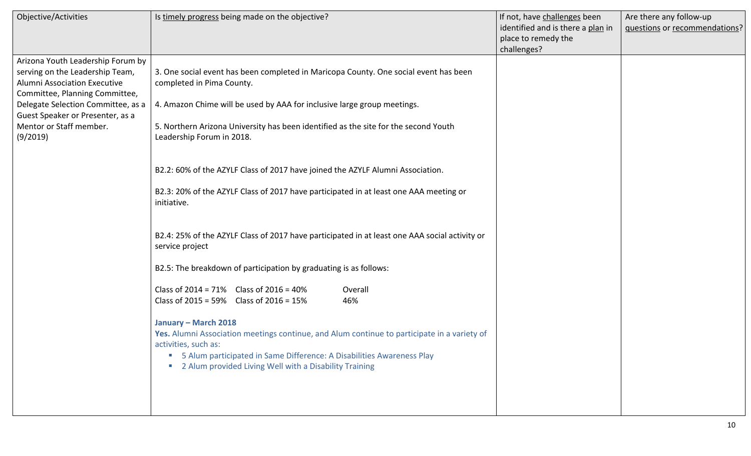| Objective/Activities | Is timely progress being made on the objective? | If not, have challenges been identified and is there a plan in place to remedy the challenges? | Are there any follow-up questions or recommendations? |
|---|---|---|---|
| Arizona Youth Leadership Forum by serving on the Leadership Team, Alumni Association Executive Committee, Planning Committee, Delegate Selection Committee, as a Guest Speaker or Presenter, as a Mentor or Staff member. (9/2019) | 3. One social event has been completed in Maricopa County. One social event has been completed in Pima County.<br><br>4. Amazon Chime will be used by AAA for inclusive large group meetings.<br><br>5. Northern Arizona University has been identified as the site for the second Youth Leadership Forum in 2018.<br><br>B2.2: 60% of the AZYLF Class of 2017 have joined the AZYLF Alumni Association.<br><br>B2.3: 20% of the AZYLF Class of 2017 have participated in at least one AAA meeting or initiative.<br><br>B2.4: 25% of the AZYLF Class of 2017 have participated in at least one AAA social activity or service project<br><br>B2.5: The breakdown of participation by graduating is as follows:<br><br>Class of 2014 = 71%  Class of 2016 = 40%  Overall<br>Class of 2015 = 59%  Class of 2016 = 15%  46%<br><br>**January – March 2018**<br>**Yes.** Alumni Association meetings continue, and Alum continue to participate in a variety of activities, such as:<br>- 5 Alum participated in Same Difference: A Disabilities Awareness Play<br>- 2 Alum provided Living Well with a Disability Training | | |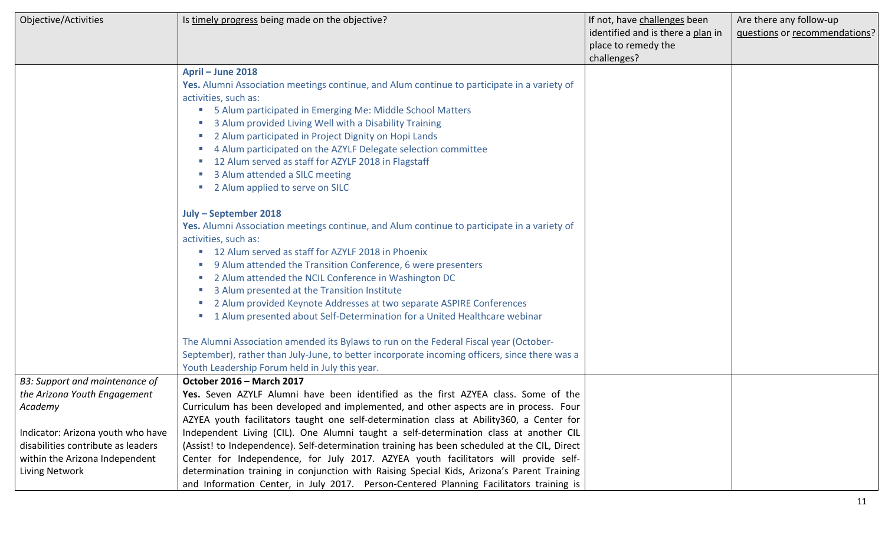| Objective/Activities | Is timely progress being made on the objective? | If not, have challenges been identified and is there a plan in place to remedy the challenges? | Are there any follow-up questions or recommendations? |
|---|---|---|---|
| | **April – June 2018**<br>**Yes.** Alumni Association meetings continue, and Alum continue to participate in a variety of activities, such as:<br>▪ 5 Alum participated in Emerging Me: Middle School Matters<br>▪ 3 Alum provided Living Well with a Disability Training<br>▪ 2 Alum participated in Project Dignity on Hopi Lands<br>▪ 4 Alum participated on the AZYLF Delegate selection committee<br>▪ 12 Alum served as staff for AZYLF 2018 in Flagstaff<br>▪ 3 Alum attended a SILC meeting<br>▪ 2 Alum applied to serve on SILC<br><br>**July – September 2018**<br>**Yes.** Alumni Association meetings continue, and Alum continue to participate in a variety of activities, such as:<br>▪ 12 Alum served as staff for AZYLF 2018 in Phoenix<br>▪ 9 Alum attended the Transition Conference, 6 were presenters<br>▪ 2 Alum attended the NCIL Conference in Washington DC<br>▪ 3 Alum presented at the Transition Institute<br>▪ 2 Alum provided Keynote Addresses at two separate ASPIRE Conferences<br>▪ 1 Alum presented about Self-Determination for a United Healthcare webinar<br><br>The Alumni Association amended its Bylaws to run on the Federal Fiscal year (October-September), rather than July-June, to better incorporate incoming officers, since there was a Youth Leadership Forum held in July this year. | | |
| *B3: Support and maintenance of the Arizona Youth Engagement Academy*<br><br>Indicator: Arizona youth who have disabilities contribute as leaders within the Arizona Independent Living Network | **October 2016 – March 2017**<br>**Yes.** Seven AZYLF Alumni have been identified as the first AZYEA class. Some of the Curriculum has been developed and implemented, and other aspects are in process. Four AZYEA youth facilitators taught one self-determination class at Ability360, a Center for Independent Living (CIL). One Alumni taught a self-determination class at another CIL (Assist! to Independence). Self-determination training has been scheduled at the CIL, Direct Center for Independence, for July 2017. AZYEA youth facilitators will provide self-determination training in conjunction with Raising Special Kids, Arizona's Parent Training and Information Center, in July 2017. Person-Centered Planning Facilitators training is | | |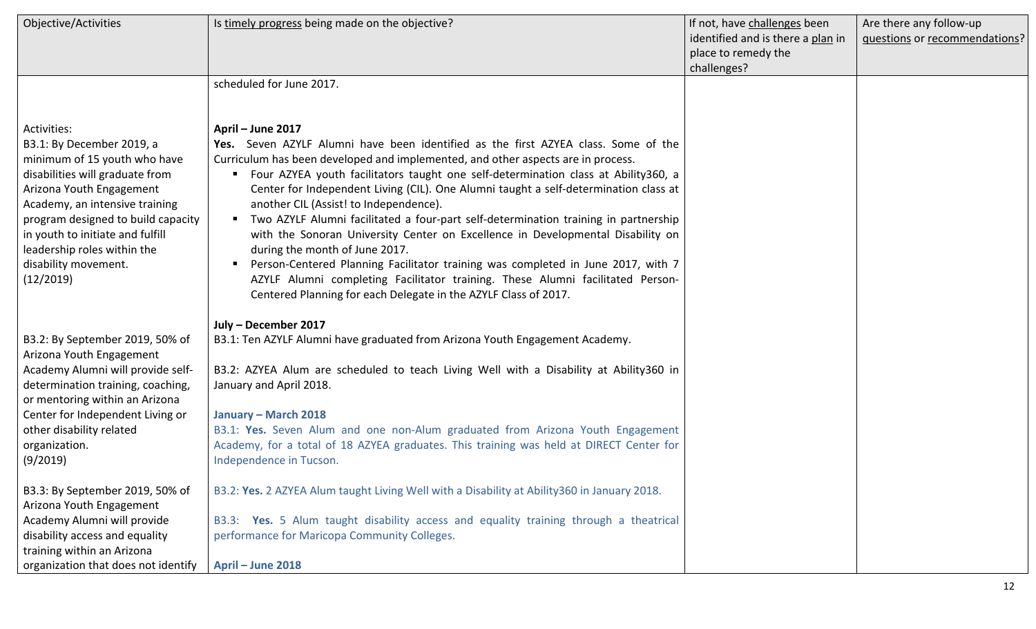| Objective/Activities | Is timely progress being made on the objective? | If not, have challenges been identified and is there a plan in place to remedy the challenges? | Are there any follow-up questions or recommendations? |
|---|---|---|---|
| | scheduled for June 2017. | | |
| Activities:<br>B3.1: By December 2019, a minimum of 15 youth who have disabilities will graduate from Arizona Youth Engagement Academy, an intensive training program designed to build capacity in youth to initiate and fulfill leadership roles within the disability movement.<br>(12/2019)<br><br>B3.2: By September 2019, 50% of Arizona Youth Engagement Academy Alumni will provide self-determination training, coaching, or mentoring within an Arizona Center for Independent Living or other disability related organization.<br>(9/2019)<br><br>B3.3: By September 2019, 50% of Arizona Youth Engagement Academy Alumni will provide disability access and equality training within an Arizona organization that does not identify | **April – June 2017**<br>**Yes.** Seven AZYLF Alumni have been identified as the first AZYEA class. Some of the Curriculum has been developed and implemented, and other aspects are in process.<br>▪ Four AZYEA youth facilitators taught one self-determination class at Ability360, a Center for Independent Living (CIL). One Alumni taught a self-determination class at another CIL (Assist! to Independence).<br>▪ Two AZYLF Alumni facilitated a four-part self-determination training in partnership with the Sonoran University Center on Excellence in Developmental Disability on during the month of June 2017.<br>▪ Person-Centered Planning Facilitator training was completed in June 2017, with 7 AZYLF Alumni completing Facilitator training. These Alumni facilitated Person-Centered Planning for each Delegate in the AZYLF Class of 2017.<br><br>**July – December 2017**<br>B3.1: Ten AZYLF Alumni have graduated from Arizona Youth Engagement Academy.<br><br>B3.2: AZYEA Alum are scheduled to teach Living Well with a Disability at Ability360 in January and April 2018.<br><br>**January – March 2018**<br>B3.1: **Yes.** Seven Alum and one non-Alum graduated from Arizona Youth Engagement Academy, for a total of 18 AZYEA graduates. This training was held at DIRECT Center for Independence in Tucson.<br><br>B3.2: **Yes.** 2 AZYEA Alum taught Living Well with a Disability at Ability360 in January 2018.<br><br>B3.3: **Yes.** 5 Alum taught disability access and equality training through a theatrical performance for Maricopa Community Colleges.<br><br>**April – June 2018** | | |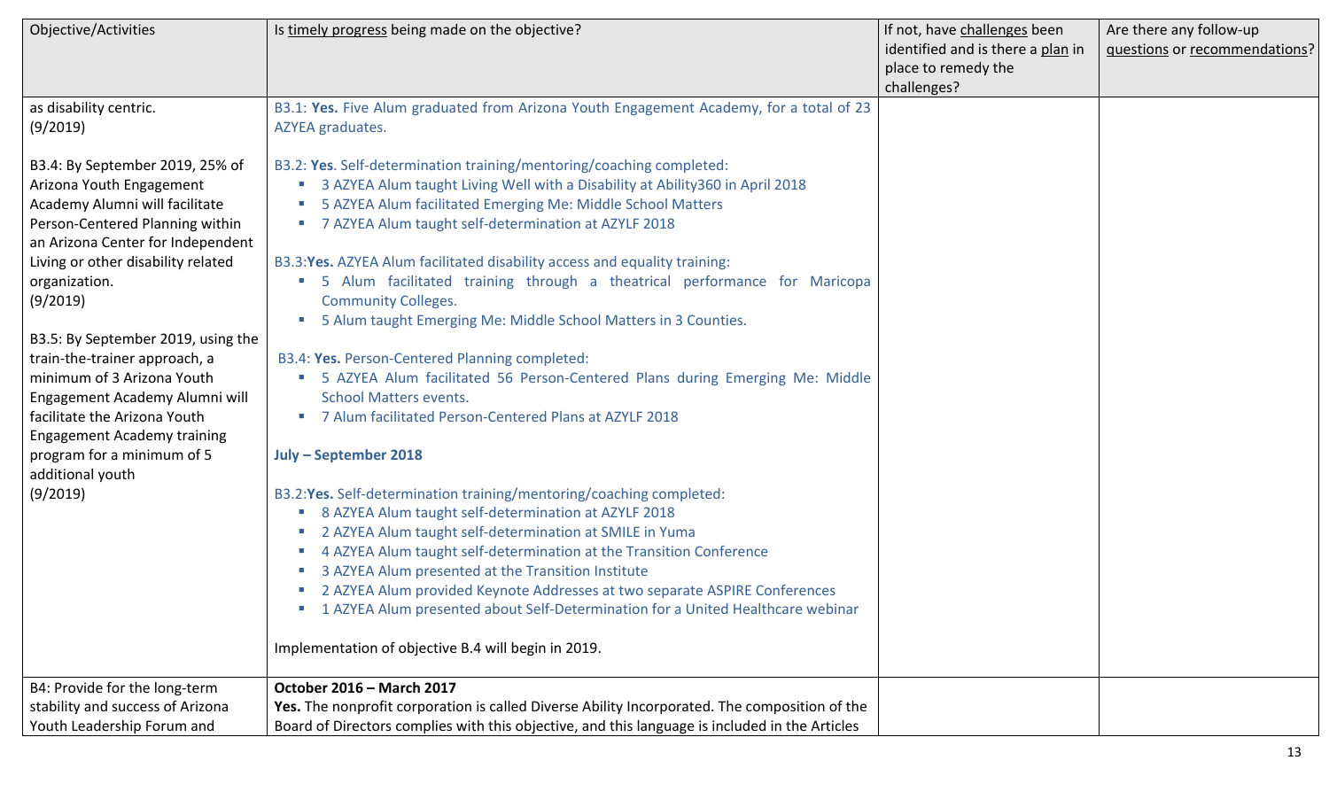| Objective/Activities | Is timely progress being made on the objective? | If not, have challenges been identified and is there a plan in place to remedy the challenges? | Are there any follow-up questions or recommendations? |
|---|---|---|---|
| as disability centric.<br>(9/2019)<br><br>B3.4: By September 2019, 25% of Arizona Youth Engagement Academy Alumni will facilitate Person-Centered Planning within an Arizona Center for Independent Living or other disability related organization.<br>(9/2019)<br><br>B3.5: By September 2019, using the train-the-trainer approach, a minimum of 3 Arizona Youth Engagement Academy Alumni will facilitate the Arizona Youth Engagement Academy training program for a minimum of 5 additional youth<br>(9/2019) | B3.1: **Yes.** Five Alum graduated from Arizona Youth Engagement Academy, for a total of 23 AZYEA graduates.<br><br>B3.2: **Yes**. Self-determination training/mentoring/coaching completed:<br>▪ 3 AZYEA Alum taught Living Well with a Disability at Ability360 in April 2018<br>▪ 5 AZYEA Alum facilitated Emerging Me: Middle School Matters<br>▪ 7 AZYEA Alum taught self-determination at AZYLF 2018<br><br>B3.3:**Yes.** AZYEA Alum facilitated disability access and equality training:<br>▪ 5 Alum facilitated training through a theatrical performance for Maricopa Community Colleges.<br>▪ 5 Alum taught Emerging Me: Middle School Matters in 3 Counties.<br><br>B3.4: **Yes.** Person-Centered Planning completed:<br>▪ 5 AZYEA Alum facilitated 56 Person-Centered Plans during Emerging Me: Middle School Matters events.<br>▪ 7 Alum facilitated Person-Centered Plans at AZYLF 2018<br><br>**July – September 2018**<br><br>B3.2:**Yes.** Self-determination training/mentoring/coaching completed:<br>▪ 8 AZYEA Alum taught self-determination at AZYLF 2018<br>▪ 2 AZYEA Alum taught self-determination at SMILE in Yuma<br>▪ 4 AZYEA Alum taught self-determination at the Transition Conference<br>▪ 3 AZYEA Alum presented at the Transition Institute<br>▪ 2 AZYEA Alum provided Keynote Addresses at two separate ASPIRE Conferences<br>▪ 1 AZYEA Alum presented about Self-Determination for a United Healthcare webinar<br><br>Implementation of objective B.4 will begin in 2019. | | |
| B4: Provide for the long-term stability and success of Arizona Youth Leadership Forum and | **October 2016 – March 2017**<br>**Yes.** The nonprofit corporation is called Diverse Ability Incorporated. The composition of the Board of Directors complies with this objective, and this language is included in the Articles | | |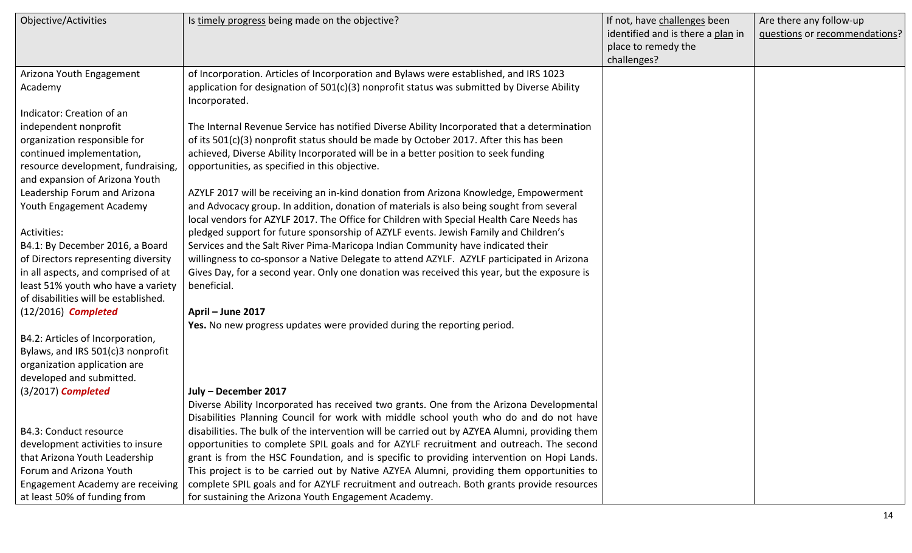| Objective/Activities | Is timely progress being made on the objective? | If not, have challenges been identified and is there a plan in place to remedy the challenges? | Are there any follow-up questions or recommendations? |
|---|---|---|---|
| Arizona Youth Engagement Academy<br><br>Indicator: Creation of an independent nonprofit organization responsible for continued implementation, resource development, fundraising, and expansion of Arizona Youth Leadership Forum and Arizona Youth Engagement Academy<br><br>Activities:<br>B4.1: By December 2016, a Board of Directors representing diversity in all aspects, and comprised of at least 51% youth who have a variety of disabilities will be established. (12/2016) ***Completed***<br><br>B4.2: Articles of Incorporation, Bylaws, and IRS 501(c)3 nonprofit organization application are developed and submitted. (3/2017) ***Completed***<br><br>B4.3: Conduct resource development activities to insure that Arizona Youth Leadership Forum and Arizona Youth Engagement Academy are receiving at least 50% of funding from | of Incorporation. Articles of Incorporation and Bylaws were established, and IRS 1023 application for designation of 501(c)(3) nonprofit status was submitted by Diverse Ability Incorporated.<br><br>The Internal Revenue Service has notified Diverse Ability Incorporated that a determination of its 501(c)(3) nonprofit status should be made by October 2017. After this has been achieved, Diverse Ability Incorporated will be in a better position to seek funding opportunities, as specified in this objective.<br><br>AZYLF 2017 will be receiving an in-kind donation from Arizona Knowledge, Empowerment and Advocacy group. In addition, donation of materials is also being sought from several local vendors for AZYLF 2017. The Office for Children with Special Health Care Needs has pledged support for future sponsorship of AZYLF events. Jewish Family and Children's Services and the Salt River Pima-Maricopa Indian Community have indicated their willingness to co-sponsor a Native Delegate to attend AZYLF. AZYLF participated in Arizona Gives Day, for a second year. Only one donation was received this year, but the exposure is beneficial.<br><br>**April – June 2017**<br>**Yes.** No new progress updates were provided during the reporting period.<br><br>**July – December 2017**<br>Diverse Ability Incorporated has received two grants. One from the Arizona Developmental Disabilities Planning Council for work with middle school youth who do and do not have disabilities. The bulk of the intervention will be carried out by AZYEA Alumni, providing them opportunities to complete SPIL goals and for AZYLF recruitment and outreach. The second grant is from the HSC Foundation, and is specific to providing intervention on Hopi Lands. This project is to be carried out by Native AZYEA Alumni, providing them opportunities to complete SPIL goals and for AZYLF recruitment and outreach. Both grants provide resources for sustaining the Arizona Youth Engagement Academy. | | |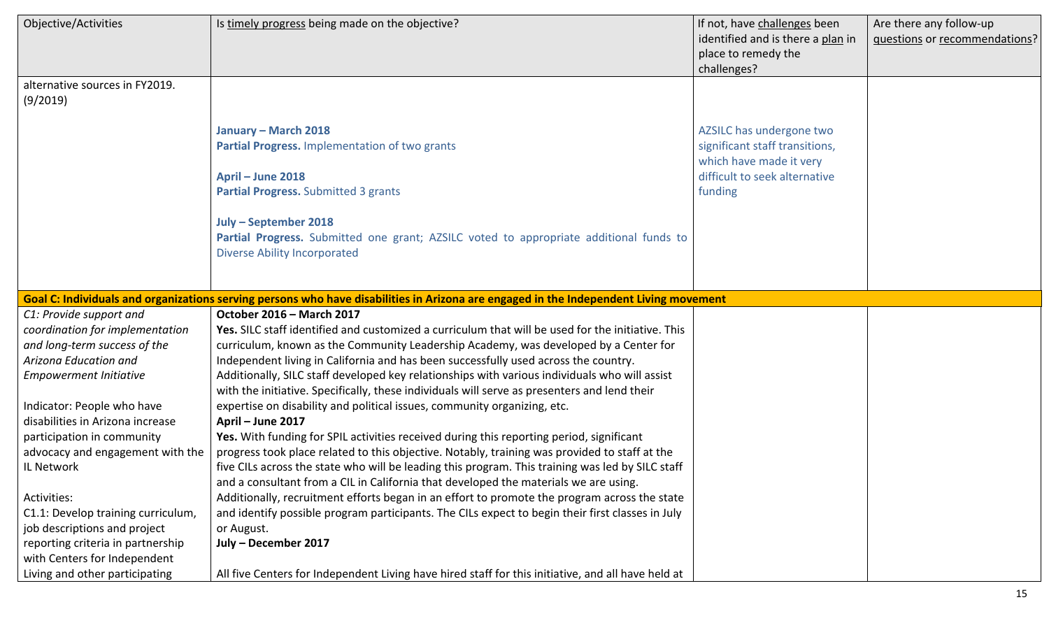| Objective/Activities | Is timely progress being made on the objective? | If not, have challenges been identified and is there a plan in place to remedy the challenges? | Are there any follow-up questions or recommendations? |
|---|---|---|---|
| alternative sources in FY2019. (9/2019) | **January – March 2018**<br>**Partial Progress.** Implementation of two grants<br><br>**April – June 2018**<br>**Partial Progress.** Submitted 3 grants<br><br>**July – September 2018**<br>**Partial Progress.** Submitted one grant; AZSILC voted to appropriate additional funds to Diverse Ability Incorporated | AZSILC has undergone two significant staff transitions, which have made it very difficult to seek alternative funding | |
| **Goal C: Individuals and organizations serving persons who have disabilities in Arizona are engaged in the Independent Living movement** | | | |
| *C1: Provide support and coordination for implementation and long-term success of the Arizona Education and Empowerment Initiative*<br><br>Indicator: People who have disabilities in Arizona increase participation in community advocacy and engagement with the IL Network<br><br>Activities:<br>C1.1: Develop training curriculum, job descriptions and project reporting criteria in partnership with Centers for Independent Living and other participating | **October 2016 – March 2017**<br>**Yes.** SILC staff identified and customized a curriculum that will be used for the initiative. This curriculum, known as the Community Leadership Academy, was developed by a Center for Independent living in California and has been successfully used across the country. Additionally, SILC staff developed key relationships with various individuals who will assist with the initiative. Specifically, these individuals will serve as presenters and lend their expertise on disability and political issues, community organizing, etc.<br>**April – June 2017**<br>**Yes.** With funding for SPIL activities received during this reporting period, significant progress took place related to this objective. Notably, training was provided to staff at the five CILs across the state who will be leading this program. This training was led by SILC staff and a consultant from a CIL in California that developed the materials we are using. Additionally, recruitment efforts began in an effort to promote the program across the state and identify possible program participants. The CILs expect to begin their first classes in July or August.<br>**July – December 2017**<br><br>All five Centers for Independent Living have hired staff for this initiative, and all have held at | | |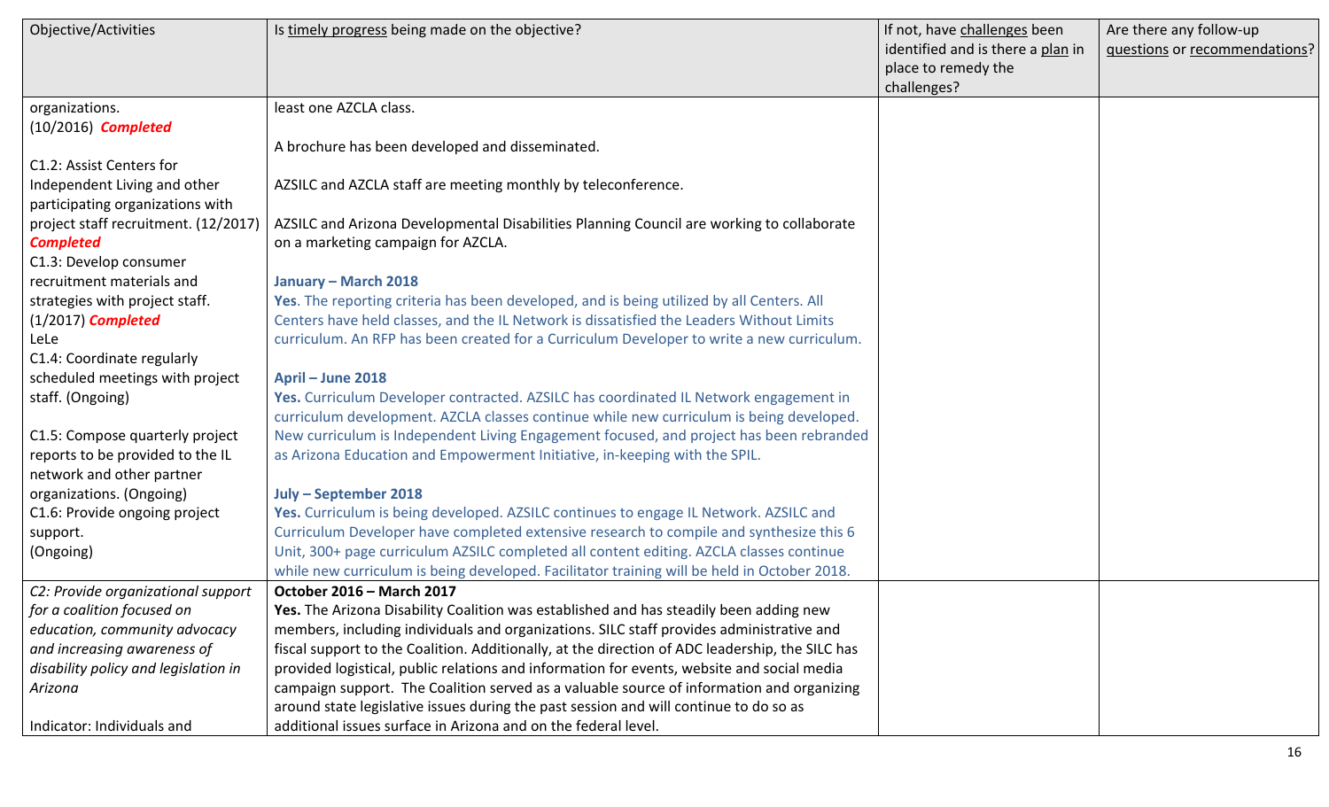| Objective/Activities | Is timely progress being made on the objective? | If not, have challenges been identified and is there a plan in place to remedy the challenges? | Are there any follow-up questions or recommendations? |
|---|---|---|---|
| organizations.<br>(10/2016) ***Completed***<br><br>C1.2: Assist Centers for Independent Living and other participating organizations with project staff recruitment. (12/2017) ***Completed***<br>C1.3: Develop consumer recruitment materials and strategies with project staff. (1/2017) ***Completed***<br>LeLe<br>C1.4: Coordinate regularly scheduled meetings with project staff. (Ongoing)<br><br>C1.5: Compose quarterly project reports to be provided to the IL network and other partner organizations. (Ongoing)<br>C1.6: Provide ongoing project support.<br>(Ongoing) | least one AZCLA class.<br><br>A brochure has been developed and disseminated.<br><br>AZSILC and AZCLA staff are meeting monthly by teleconference.<br><br>AZSILC and Arizona Developmental Disabilities Planning Council are working to collaborate on a marketing campaign for AZCLA.<br><br>**January – March 2018**<br>**Yes**. The reporting criteria has been developed, and is being utilized by all Centers. All Centers have held classes, and the IL Network is dissatisfied the Leaders Without Limits curriculum. An RFP has been created for a Curriculum Developer to write a new curriculum.<br><br>**April – June 2018**<br>**Yes.** Curriculum Developer contracted. AZSILC has coordinated IL Network engagement in curriculum development. AZCLA classes continue while new curriculum is being developed. New curriculum is Independent Living Engagement focused, and project has been rebranded as Arizona Education and Empowerment Initiative, in-keeping with the SPIL.<br><br>**July – September 2018**<br>**Yes.** Curriculum is being developed. AZSILC continues to engage IL Network. AZSILC and Curriculum Developer have completed extensive research to compile and synthesize this 6 Unit, 300+ page curriculum AZSILC completed all content editing. AZCLA classes continue while new curriculum is being developed. Facilitator training will be held in October 2018. | | |
| *C2: Provide organizational support for a coalition focused on education, community advocacy and increasing awareness of disability policy and legislation in Arizona*<br><br>Indicator: Individuals and | **October 2016 – March 2017**<br>**Yes.** The Arizona Disability Coalition was established and has steadily been adding new members, including individuals and organizations. SILC staff provides administrative and fiscal support to the Coalition. Additionally, at the direction of ADC leadership, the SILC has provided logistical, public relations and information for events, website and social media campaign support. The Coalition served as a valuable source of information and organizing around state legislative issues during the past session and will continue to do so as additional issues surface in Arizona and on the federal level. | | |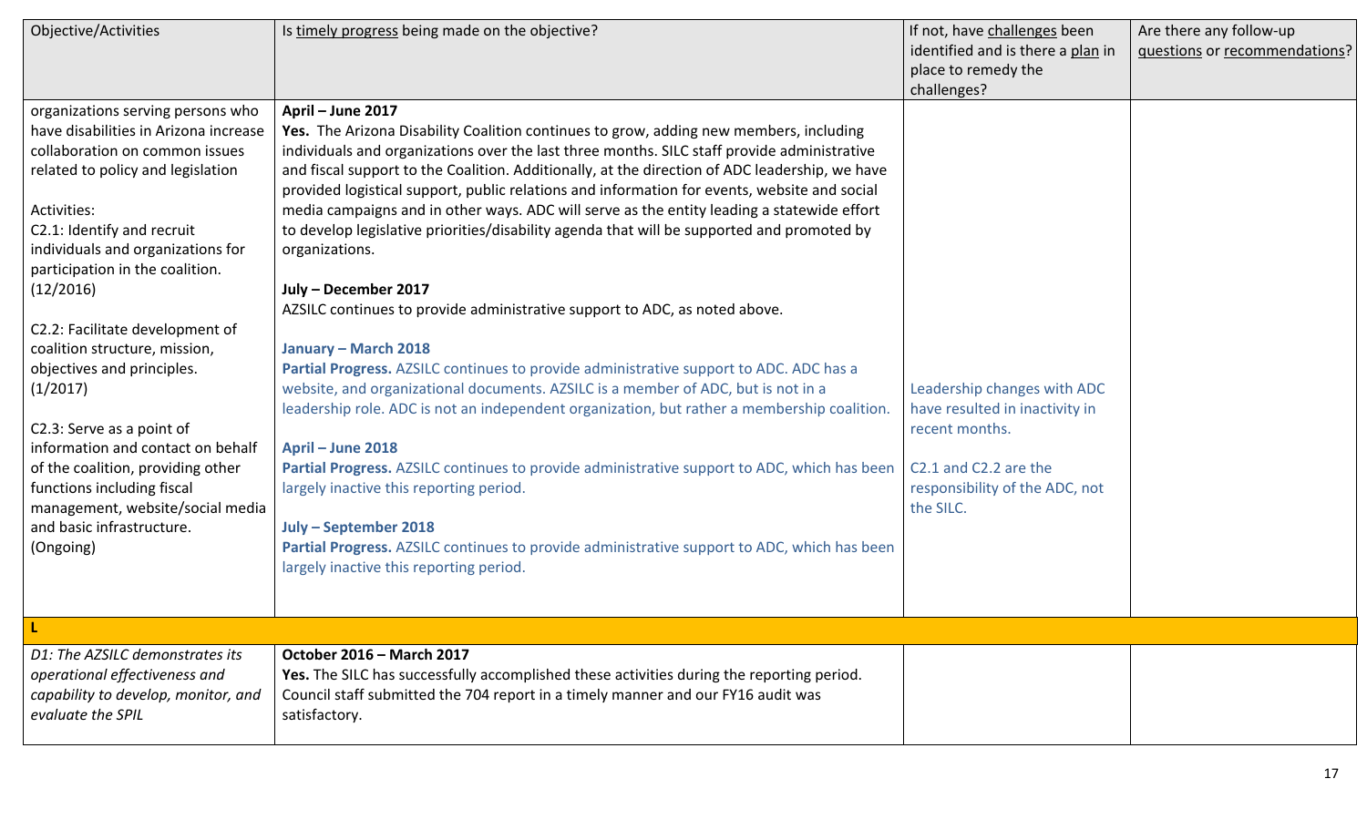| Objective/Activities | Is timely progress being made on the objective? | If not, have challenges been identified and is there a plan in place to remedy the challenges? | Are there any follow-up questions or recommendations? |
|---|---|---|---|
| organizations serving persons who have disabilities in Arizona increase collaboration on common issues related to policy and legislation<br><br>Activities:<br>C2.1: Identify and recruit individuals and organizations for participation in the coalition. (12/2016)<br><br>C2.2: Facilitate development of coalition structure, mission, objectives and principles. (1/2017)<br><br>C2.3: Serve as a point of information and contact on behalf of the coalition, providing other functions including fiscal management, website/social media and basic infrastructure. (Ongoing) | **April – June 2017**<br>**Yes.** The Arizona Disability Coalition continues to grow, adding new members, including individuals and organizations over the last three months. SILC staff provide administrative and fiscal support to the Coalition. Additionally, at the direction of ADC leadership, we have provided logistical support, public relations and information for events, website and social media campaigns and in other ways. ADC will serve as the entity leading a statewide effort to develop legislative priorities/disability agenda that will be supported and promoted by organizations.<br><br>**July – December 2017**<br>AZSILC continues to provide administrative support to ADC, as noted above.<br><br>**January – March 2018**<br>**Partial Progress.** AZSILC continues to provide administrative support to ADC. ADC has a website, and organizational documents. AZSILC is a member of ADC, but is not in a leadership role. ADC is not an independent organization, but rather a membership coalition.<br><br>**April – June 2018**<br>**Partial Progress.** AZSILC continues to provide administrative support to ADC, which has been largely inactive this reporting period.<br><br>**July – September 2018**<br>**Partial Progress.** AZSILC continues to provide administrative support to ADC, which has been largely inactive this reporting period. | Leadership changes with ADC have resulted in inactivity in recent months.<br><br>C2.1 and C2.2 are the responsibility of the ADC, not the SILC. | |
| **L** | | | |
| *D1: The AZSILC demonstrates its operational effectiveness and capability to develop, monitor, and evaluate the SPIL* | **October 2016 – March 2017**<br>**Yes.** The SILC has successfully accomplished these activities during the reporting period. Council staff submitted the 704 report in a timely manner and our FY16 audit was satisfactory. | | |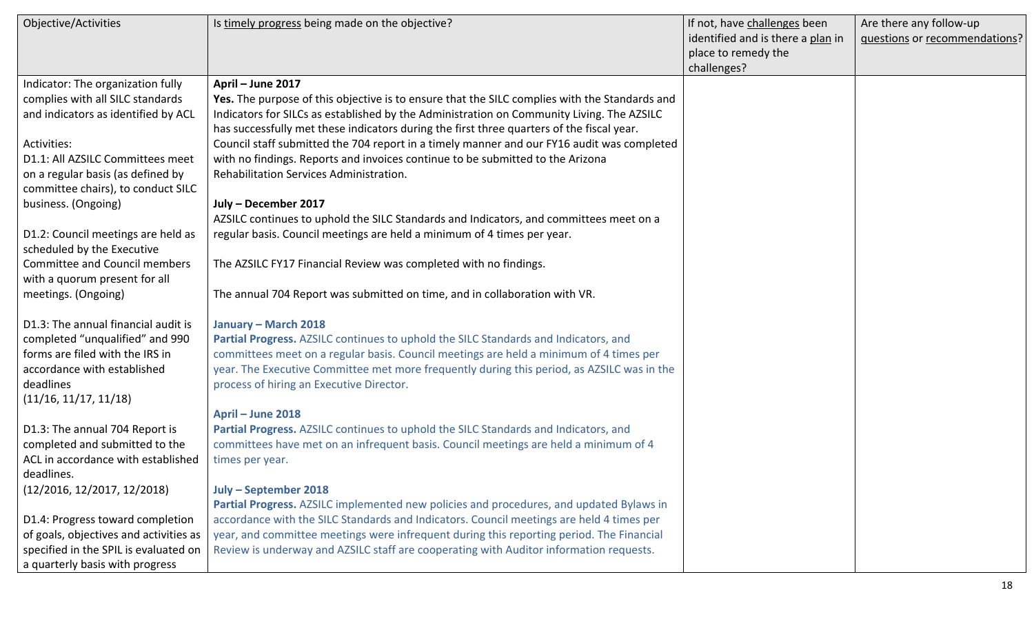| Objective/Activities | Is timely progress being made on the objective? | If not, have challenges been identified and is there a plan in place to remedy the challenges? | Are there any follow-up questions or recommendations? |
|---|---|---|---|
| Indicator: The organization fully complies with all SILC standards and indicators as identified by ACL<br><br>Activities:<br>D1.1: All AZSILC Committees meet on a regular basis (as defined by committee chairs), to conduct SILC business. (Ongoing)<br><br>D1.2: Council meetings are held as scheduled by the Executive Committee and Council members with a quorum present for all meetings. (Ongoing)<br><br>D1.3: The annual financial audit is completed "unqualified" and 990 forms are filed with the IRS in accordance with established deadlines<br>(11/16, 11/17, 11/18)<br><br>D1.3: The annual 704 Report is completed and submitted to the ACL in accordance with established deadlines.<br>(12/2016, 12/2017, 12/2018)<br><br>D1.4: Progress toward completion of goals, objectives and activities as specified in the SPIL is evaluated on a quarterly basis with progress | **April – June 2017**<br>**Yes.** The purpose of this objective is to ensure that the SILC complies with the Standards and Indicators for SILCs as established by the Administration on Community Living. The AZSILC has successfully met these indicators during the first three quarters of the fiscal year. Council staff submitted the 704 report in a timely manner and our FY16 audit was completed with no findings. Reports and invoices continue to be submitted to the Arizona Rehabilitation Services Administration.<br><br>**July – December 2017**<br>AZSILC continues to uphold the SILC Standards and Indicators, and committees meet on a regular basis. Council meetings are held a minimum of 4 times per year.<br><br>The AZSILC FY17 Financial Review was completed with no findings.<br><br>The annual 704 Report was submitted on time, and in collaboration with VR.<br><br>**January – March 2018**<br>**Partial Progress.** AZSILC continues to uphold the SILC Standards and Indicators, and committees meet on a regular basis. Council meetings are held a minimum of 4 times per year. The Executive Committee met more frequently during this period, as AZSILC was in the process of hiring an Executive Director.<br><br>**April – June 2018**<br>**Partial Progress.** AZSILC continues to uphold the SILC Standards and Indicators, and committees have met on an infrequent basis. Council meetings are held a minimum of 4 times per year.<br><br>**July – September 2018**<br>**Partial Progress.** AZSILC implemented new policies and procedures, and updated Bylaws in accordance with the SILC Standards and Indicators. Council meetings are held 4 times per year, and committee meetings were infrequent during this reporting period. The Financial Review is underway and AZSILC staff are cooperating with Auditor information requests. | | |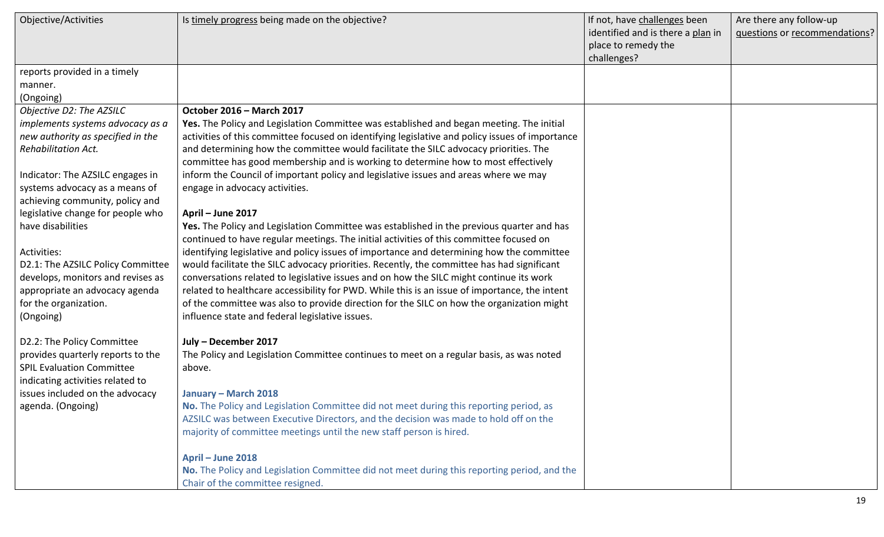| Objective/Activities | Is timely progress being made on the objective? | If not, have challenges been identified and is there a plan in place to remedy the challenges? | Are there any follow-up questions or recommendations? |
|---|---|---|---|
| reports provided in a timely manner.<br>(Ongoing) | | | |
| *Objective D2: The AZSILC implements systems advocacy as a new authority as specified in the Rehabilitation Act.*<br><br>Indicator: The AZSILC engages in systems advocacy as a means of achieving community, policy and legislative change for people who have disabilities<br><br>Activities:<br>D2.1: The AZSILC Policy Committee develops, monitors and revises as appropriate an advocacy agenda for the organization.<br>(Ongoing)<br><br>D2.2: The Policy Committee provides quarterly reports to the SPIL Evaluation Committee indicating activities related to issues included on the advocacy agenda. (Ongoing) | **October 2016 – March 2017**<br>**Yes.** The Policy and Legislation Committee was established and began meeting. The initial activities of this committee focused on identifying legislative and policy issues of importance and determining how the committee would facilitate the SILC advocacy priorities. The committee has good membership and is working to determine how to most effectively inform the Council of important policy and legislative issues and areas where we may engage in advocacy activities.<br><br>**April – June 2017**<br>**Yes.** The Policy and Legislation Committee was established in the previous quarter and has continued to have regular meetings. The initial activities of this committee focused on identifying legislative and policy issues of importance and determining how the committee would facilitate the SILC advocacy priorities. Recently, the committee has had significant conversations related to legislative issues and on how the SILC might continue its work related to healthcare accessibility for PWD. While this is an issue of importance, the intent of the committee was also to provide direction for the SILC on how the organization might influence state and federal legislative issues.<br><br>**July – December 2017**<br>The Policy and Legislation Committee continues to meet on a regular basis, as was noted above.<br><br>**January – March 2018**<br>**No.** The Policy and Legislation Committee did not meet during this reporting period, as AZSILC was between Executive Directors, and the decision was made to hold off on the majority of committee meetings until the new staff person is hired.<br><br>**April – June 2018**<br>**No.** The Policy and Legislation Committee did not meet during this reporting period, and the Chair of the committee resigned. | | |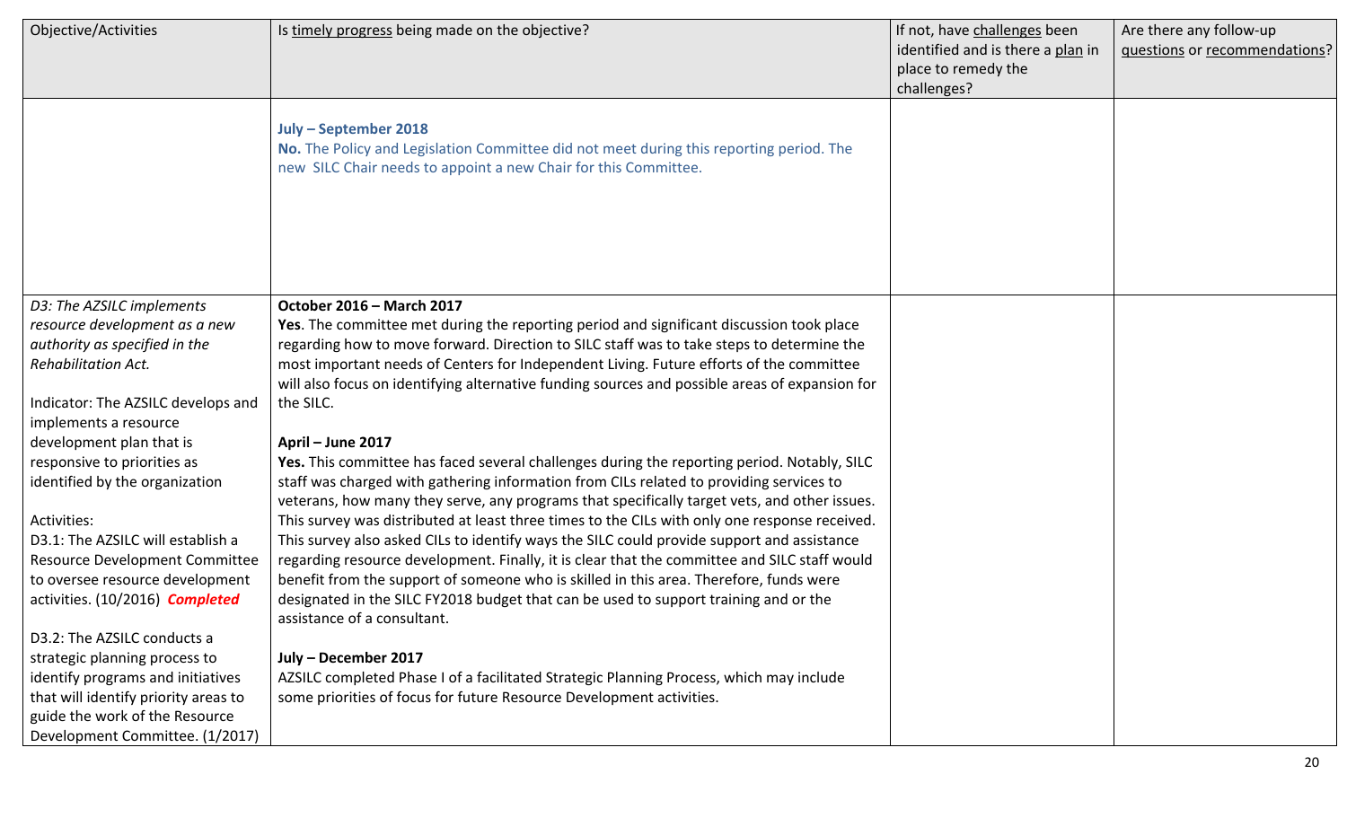| Objective/Activities | Is timely progress being made on the objective? | If not, have challenges been identified and is there a plan in place to remedy the challenges? | Are there any follow-up questions or recommendations? |
|---|---|---|---|
| | **July – September 2018**<br>**No.** The Policy and Legislation Committee did not meet during this reporting period. The new SILC Chair needs to appoint a new Chair for this Committee. | | |
| *D3: The AZSILC implements resource development as a new authority as specified in the Rehabilitation Act.*<br><br>Indicator: The AZSILC develops and implements a resource development plan that is responsive to priorities as identified by the organization<br><br>Activities:<br>D3.1: The AZSILC will establish a Resource Development Committee to oversee resource development activities. (10/2016) ***Completed***<br><br>D3.2: The AZSILC conducts a strategic planning process to identify programs and initiatives that will identify priority areas to guide the work of the Resource Development Committee. (1/2017) | **October 2016 – March 2017**<br>**Yes**. The committee met during the reporting period and significant discussion took place regarding how to move forward. Direction to SILC staff was to take steps to determine the most important needs of Centers for Independent Living. Future efforts of the committee will also focus on identifying alternative funding sources and possible areas of expansion for the SILC.<br><br>**April – June 2017**<br>**Yes.** This committee has faced several challenges during the reporting period. Notably, SILC staff was charged with gathering information from CILs related to providing services to veterans, how many they serve, any programs that specifically target vets, and other issues. This survey was distributed at least three times to the CILs with only one response received. This survey also asked CILs to identify ways the SILC could provide support and assistance regarding resource development. Finally, it is clear that the committee and SILC staff would benefit from the support of someone who is skilled in this area. Therefore, funds were designated in the SILC FY2018 budget that can be used to support training and or the assistance of a consultant.<br><br>**July – December 2017**<br>AZSILC completed Phase I of a facilitated Strategic Planning Process, which may include some priorities of focus for future Resource Development activities. | | |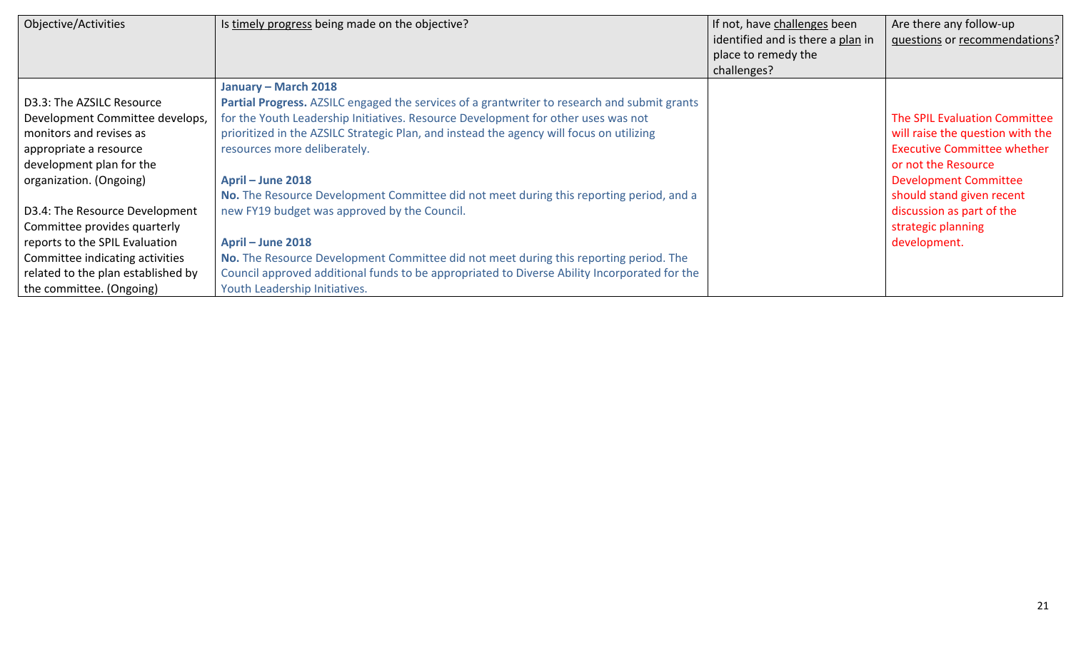| Objective/Activities | Is timely progress being made on the objective? | If not, have challenges been identified and is there a plan in place to remedy the challenges? | Are there any follow-up questions or recommendations? |
|---|---|---|---|
| D3.3: The AZSILC Resource Development Committee develops, monitors and revises as appropriate a resource development plan for the organization. (Ongoing)<br><br>D3.4: The Resource Development Committee provides quarterly reports to the SPIL Evaluation Committee indicating activities related to the plan established by the committee. (Ongoing) | **January – March 2018**<br>**Partial Progress.** AZSILC engaged the services of a grantwriter to research and submit grants for the Youth Leadership Initiatives. Resource Development for other uses was not prioritized in the AZSILC Strategic Plan, and instead the agency will focus on utilizing resources more deliberately.<br><br>**April – June 2018**<br>**No.** The Resource Development Committee did not meet during this reporting period, and a new FY19 budget was approved by the Council.<br><br>**April – June 2018**<br>**No.** The Resource Development Committee did not meet during this reporting period. The Council approved additional funds to be appropriated to Diverse Ability Incorporated for the Youth Leadership Initiatives. | | The SPIL Evaluation Committee will raise the question with the Executive Committee whether or not the Resource Development Committee should stand given recent discussion as part of the strategic planning development. |